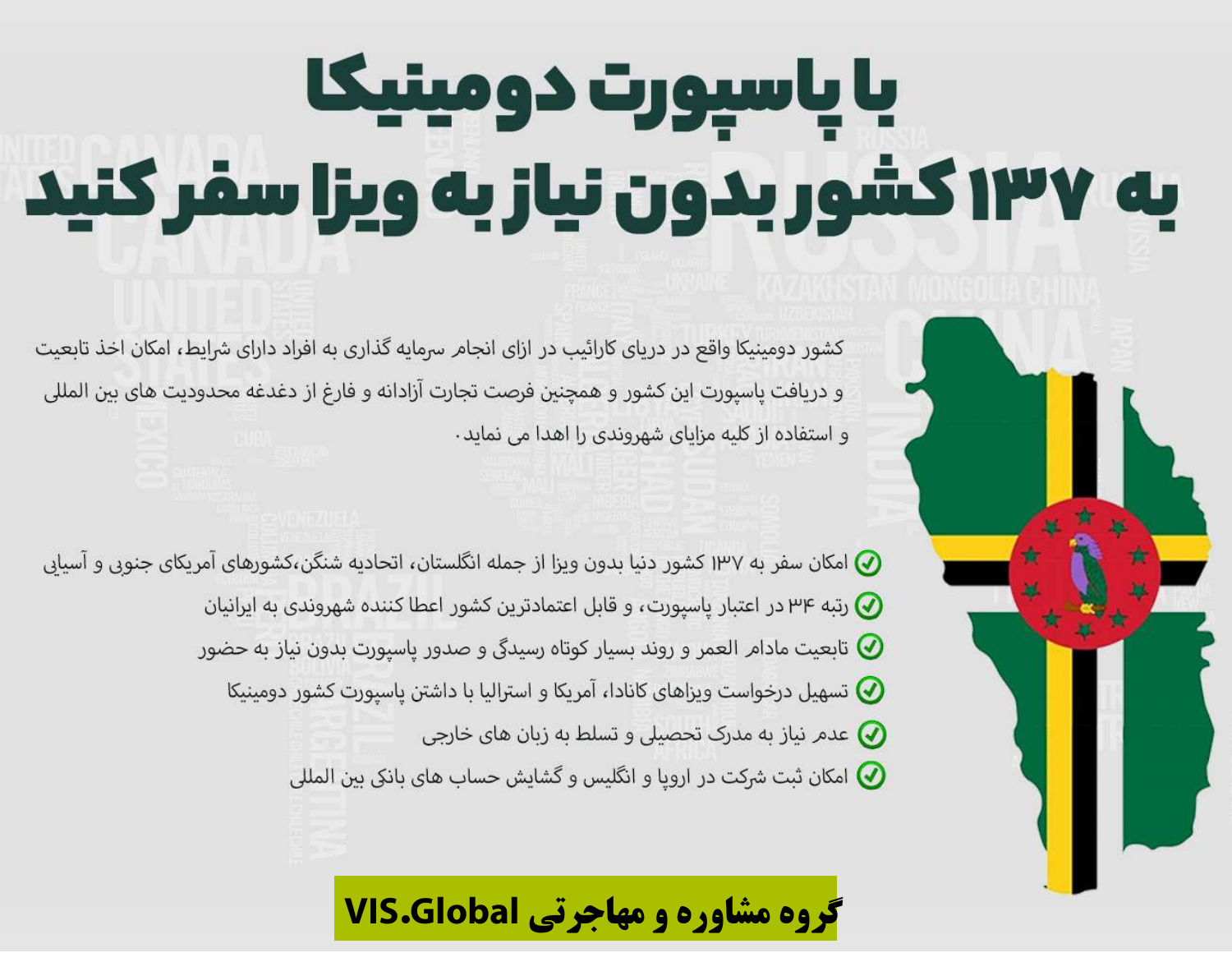# با پاسپورت دومینیکا به ۱۳۷ کشور بدون نیاز به ویزا سفر کنید

کشور دومینیکا واقع در دریای کارائیب در ازای انجام سرمایه گذاری به افراد دارای شرایط، امکان اخذ تابعیت و دریافت پاسپورت این کشور و همچنین فرصت تجارت آزادانه و فارغ از دغدغه محدودیت های بین المللی و استفاده از کلیه مزایای شهروندی را اهدا می نماید.

- امکان سفر به ۱۳۷ کشور دنیا بدون ویزا از جمله انگلستان، اتحادیه شنگن،کشورهای آمریکای جنوبی و آسیایی
- رتبه ۳۴ در اعتبار پاسپورت، و قابل اعتمادترین کشور اعطا کننده شهروندی به ایرانیان
- تابعیت مادام العمر و روند بسیار کوتاه رسیدگی و صدور پاسپورت بدون نیاز به حضور
- تسهیل درخواست ویزاهای کانادا، آمریکا و استرالیا با داشتن پاسپورت کشور دومینیکا
- عدم نیاز به مدرک تحصیلی و تسلط به زبان های خارجی
- امکان ثبت شرکت در اروپا و انگلیس و گشایش حساب های بانکی بین المللی

**گروه مشاوره و مهاجرتی VIS.Global**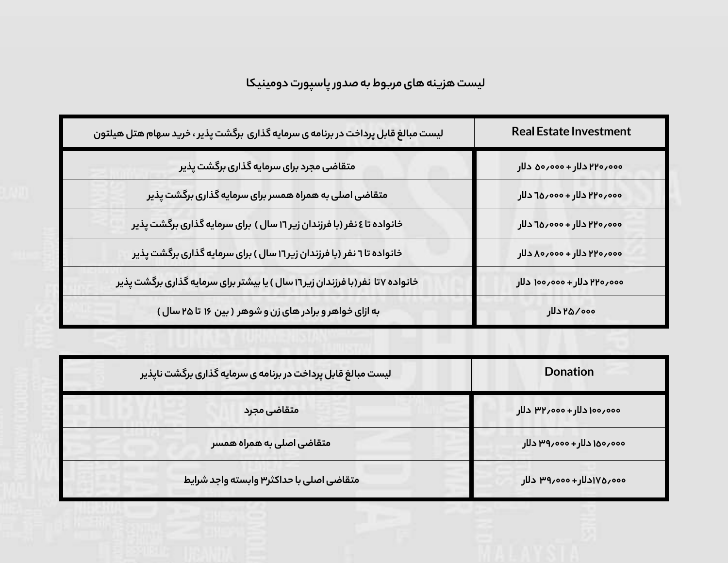## لیست هزینه های مربوط به صدور پاسپورت دومینیکا

| Real Estate Investment | لیست مبالغ قابل پرداخت در برنامه ی سرمایه گذاری برگشت پذیر ، خرید سهام هتل هیلتون |
| --- | --- |
| ۲۲۰،۰۰۰ دلار + ۵۰،۰۰۰ دلار | متقاضی مجرد برای سرمایه گذاری برگشت پذیر |
| ۲۲۰،۰۰۰ دلار + ۶۵،۰۰۰ دلار | متقاضی اصلی به همراه همسر برای سرمایه گذاری برگشت پذیر |
| ۲۲۰،۰۰۰ دلار + ۶۵،۰۰۰ دلار | خانواده تا ٤ نفر (با فرزندان زیر ۱٦ سال ) برای سرمایه گذاری برگشت پذیر |
| ۲۲۰،۰۰۰ دلار + ۸۰،۰۰۰ دلار | خانواده تا ٦ نفر (با فرزندان زیر۱٦ سال ) برای سرمایه گذاری برگشت پذیر |
| ۲۲۰،۰۰۰ دلار + ۱۰۰،۰۰۰ دلار | خانواده ۷ تا نفر(با فرزندان زیر۱٦ سال ) یا بیشتر برای سرمایه گذاری برگشت پذیر |
| ۲۵/۰۰۰ دلار | به ازای خواهر و برادر های زن و شوهر ( بین ۱۶ تا ۲۵ سال ) |

| Donation | لیست مبالغ قابل پرداخت در برنامه ی سرمایه گذاری برگشت ناپذیر |
| --- | --- |
| ۱۰۰،۰۰۰ دلار + ۳۲،۰۰۰ دلار | متقاضی مجرد |
| ۱۵۰،۰۰۰ دلار + ۳۹،۰۰۰ دلار | متقاضی اصلی به همراه همسر |
| ۱۷۵،۰۰۰دلار + ۳۹،۰۰۰ دلار | متقاضی اصلی با حداکثر۳ وابسته واجد شرایط |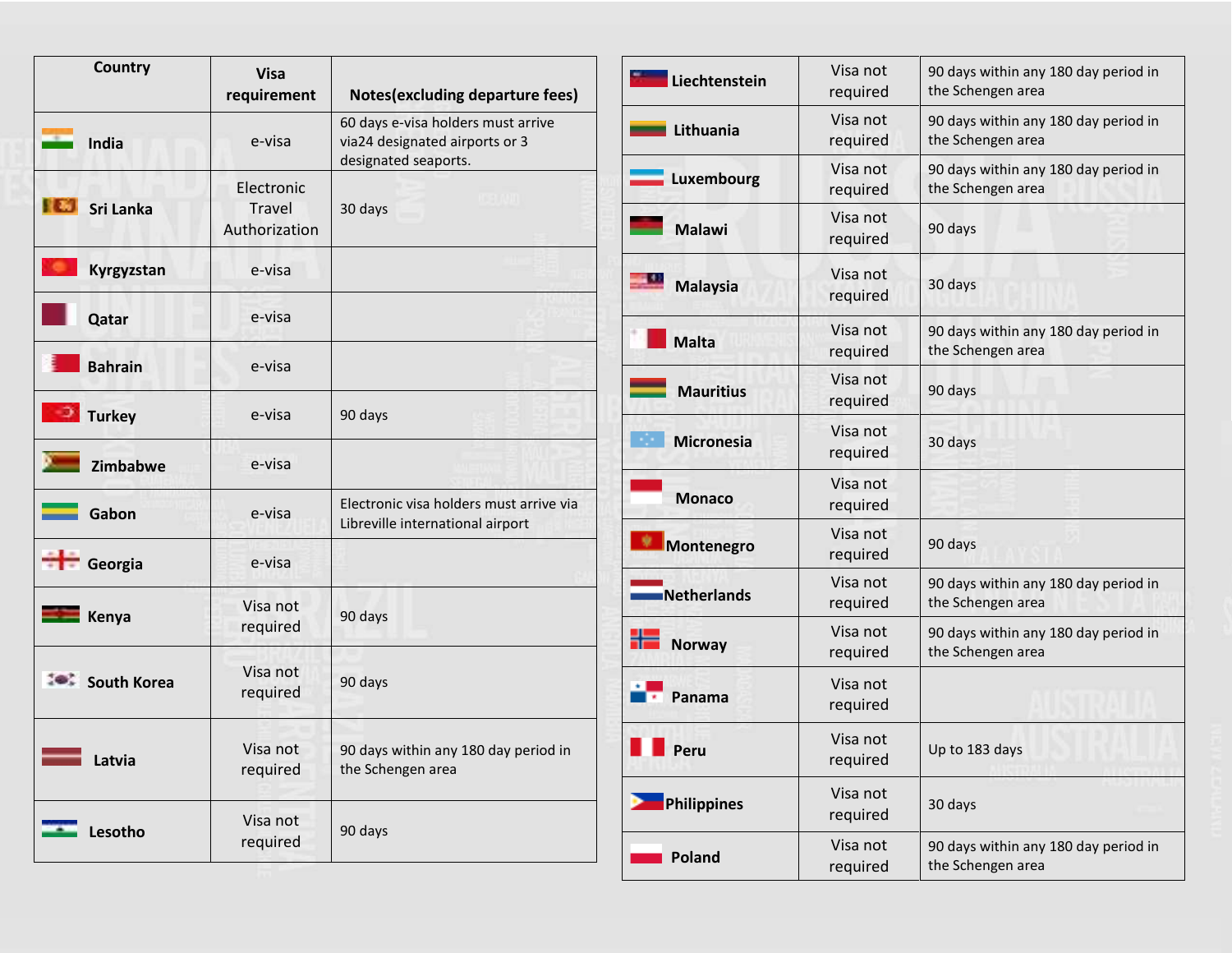| Country | Visa requirement | Notes(excluding departure fees) |
| --- | --- | --- |
| India | e-visa | 60 days e-visa holders must arrive via24 designated airports or 3 designated seaports. |
| Sri Lanka | Electronic Travel Authorization | 30 days |
| Kyrgyzstan | e-visa | |
| Qatar | e-visa | |
| Bahrain | e-visa | |
| Turkey | e-visa | 90 days |
| Zimbabwe | e-visa | |
| Gabon | e-visa | Electronic visa holders must arrive via Libreville international airport |
| Georgia | e-visa | |
| Kenya | Visa not required | 90 days |
| South Korea | Visa not required | 90 days |
| Latvia | Visa not required | 90 days within any 180 day period in the Schengen area |
| Lesotho | Visa not required | 90 days |
| Liechtenstein | Visa not required | 90 days within any 180 day period in the Schengen area |
| Lithuania | Visa not required | 90 days within any 180 day period in the Schengen area |
| Luxembourg | Visa not required | 90 days within any 180 day period in the Schengen area |
| Malawi | Visa not required | 90 days |
| Malaysia | Visa not required | 30 days |
| Malta | Visa not required | 90 days within any 180 day period in the Schengen area |
| Mauritius | Visa not required | 90 days |
| Micronesia | Visa not required | 30 days |
| Monaco | Visa not required | |
| Montenegro | Visa not required | 90 days |
| Netherlands | Visa not required | 90 days within any 180 day period in the Schengen area |
| Norway | Visa not required | 90 days within any 180 day period in the Schengen area |
| Panama | Visa not required | |
| Peru | Visa not required | Up to 183 days |
| Philippines | Visa not required | 30 days |
| Poland | Visa not required | 90 days within any 180 day period in the Schengen area |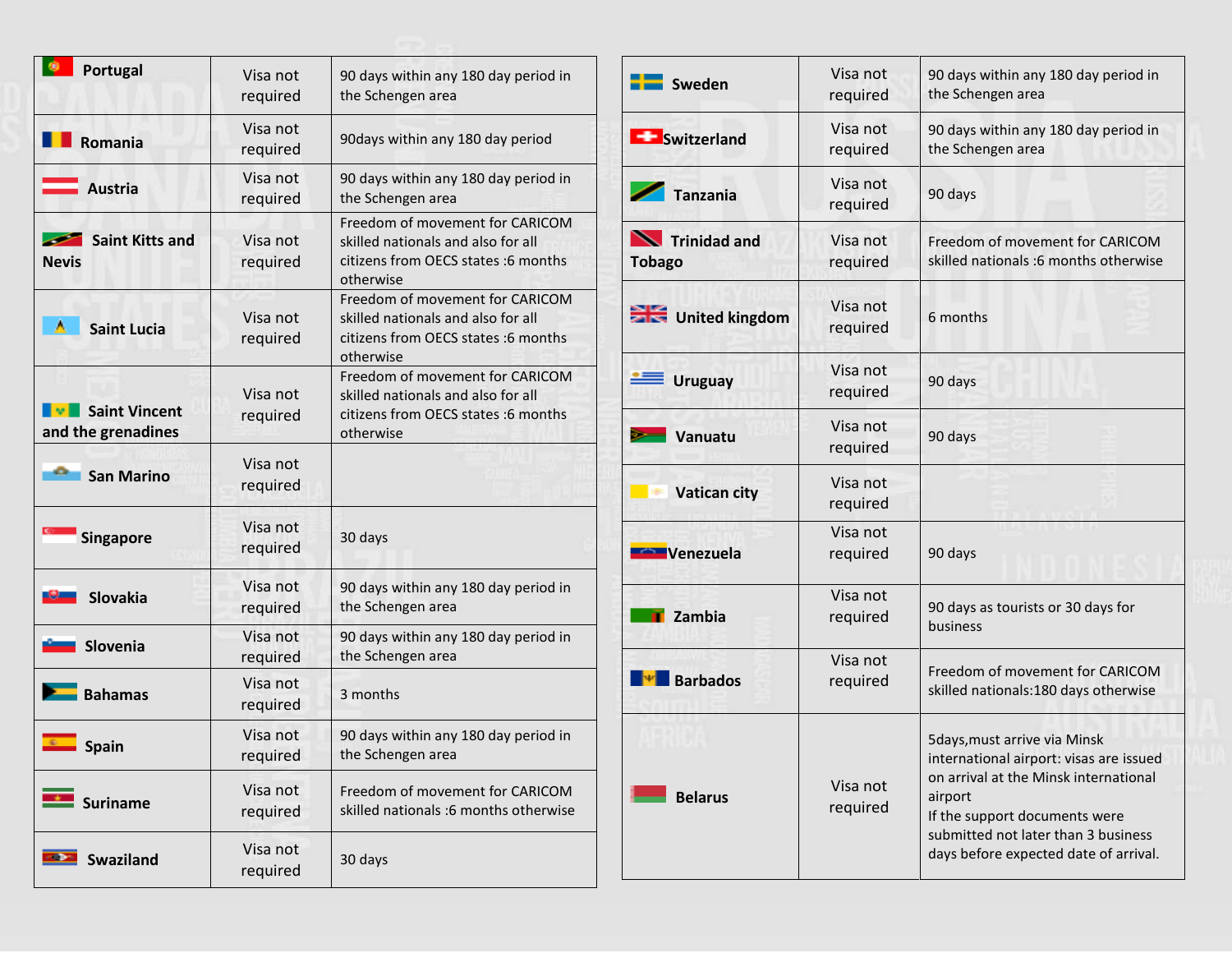| Portugal | Visa not required | 90 days within any 180 day period in the Schengen area |
|---|---|---|
| Romania | Visa not required | 90days within any 180 day period |
| Austria | Visa not required | 90 days within any 180 day period in the Schengen area |
| Saint Kitts and Nevis | Visa not required | Freedom of movement for CARICOM skilled nationals and also for all citizens from OECS states :6 months otherwise |
| Saint Lucia | Visa not required | Freedom of movement for CARICOM skilled nationals and also for all citizens from OECS states :6 months otherwise |
| Saint Vincent and the grenadines | Visa not required | Freedom of movement for CARICOM skilled nationals and also for all citizens from OECS states :6 months otherwise |
| San Marino | Visa not required | |
| Singapore | Visa not required | 30 days |
| Slovakia | Visa not required | 90 days within any 180 day period in the Schengen area |
| Slovenia | Visa not required | 90 days within any 180 day period in the Schengen area |
| Bahamas | Visa not required | 3 months |
| Spain | Visa not required | 90 days within any 180 day period in the Schengen area |
| Suriname | Visa not required | Freedom of movement for CARICOM skilled nationals :6 months otherwise |
| Swaziland | Visa not required | 30 days |

| Sweden | Visa not required | 90 days within any 180 day period in the Schengen area |
|---|---|---|
| Switzerland | Visa not required | 90 days within any 180 day period in the Schengen area |
| Tanzania | Visa not required | 90 days |
| Trinidad and Tobago | Visa not required | Freedom of movement for CARICOM skilled nationals :6 months otherwise |
| United kingdom | Visa not required | 6 months |
| Uruguay | Visa not required | 90 days |
| Vanuatu | Visa not required | 90 days |
| Vatican city | Visa not required | |
| Venezuela | Visa not required | 90 days |
| Zambia | Visa not required | 90 days as tourists or 30 days for business |
| Barbados | Visa not required | Freedom of movement for CARICOM skilled nationals:180 days otherwise |
| Belarus | Visa not required | 5days,must arrive via Minsk international airport: visas are issued on arrival at the Minsk international airport<br>If the support documents were submitted not later than 3 business days before expected date of arrival. |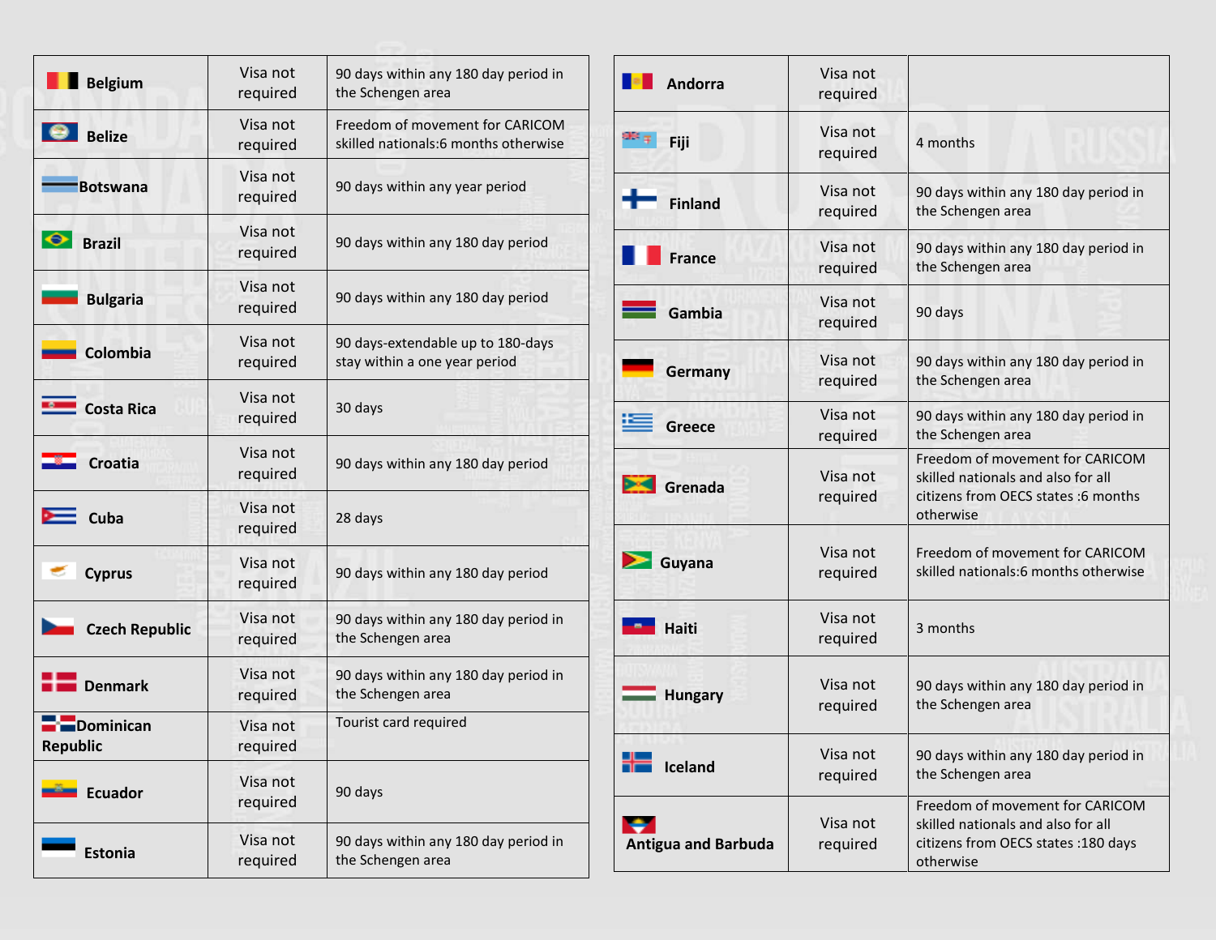| Belgium | Visa not required | 90 days within any 180 day period in the Schengen area |
|---|---|---|
| Belize | Visa not required | Freedom of movement for CARICOM skilled nationals:6 months otherwise |
| Botswana | Visa not required | 90 days within any year period |
| Brazil | Visa not required | 90 days within any 180 day period |
| Bulgaria | Visa not required | 90 days within any 180 day period |
| Colombia | Visa not required | 90 days-extendable up to 180-days stay within a one year period |
| Costa Rica | Visa not required | 30 days |
| Croatia | Visa not required | 90 days within any 180 day period |
| Cuba | Visa not required | 28 days |
| Cyprus | Visa not required | 90 days within any 180 day period |
| Czech Republic | Visa not required | 90 days within any 180 day period in the Schengen area |
| Denmark | Visa not required | 90 days within any 180 day period in the Schengen area |
| Dominican Republic | Visa not required | Tourist card required |
| Ecuador | Visa not required | 90 days |
| Estonia | Visa not required | 90 days within any 180 day period in the Schengen area |

| Andorra | Visa not required | |
|---|---|---|
| Fiji | Visa not required | 4 months |
| Finland | Visa not required | 90 days within any 180 day period in the Schengen area |
| France | Visa not required | 90 days within any 180 day period in the Schengen area |
| Gambia | Visa not required | 90 days |
| Germany | Visa not required | 90 days within any 180 day period in the Schengen area |
| Greece | Visa not required | 90 days within any 180 day period in the Schengen area |
| Grenada | Visa not required | Freedom of movement for CARICOM skilled nationals and also for all citizens from OECS states :6 months otherwise |
| Guyana | Visa not required | Freedom of movement for CARICOM skilled nationals:6 months otherwise |
| Haiti | Visa not required | 3 months |
| Hungary | Visa not required | 90 days within any 180 day period in the Schengen area |
| Iceland | Visa not required | 90 days within any 180 day period in the Schengen area |
| Antigua and Barbuda | Visa not required | Freedom of movement for CARICOM skilled nationals and also for all citizens from OECS states :180 days otherwise |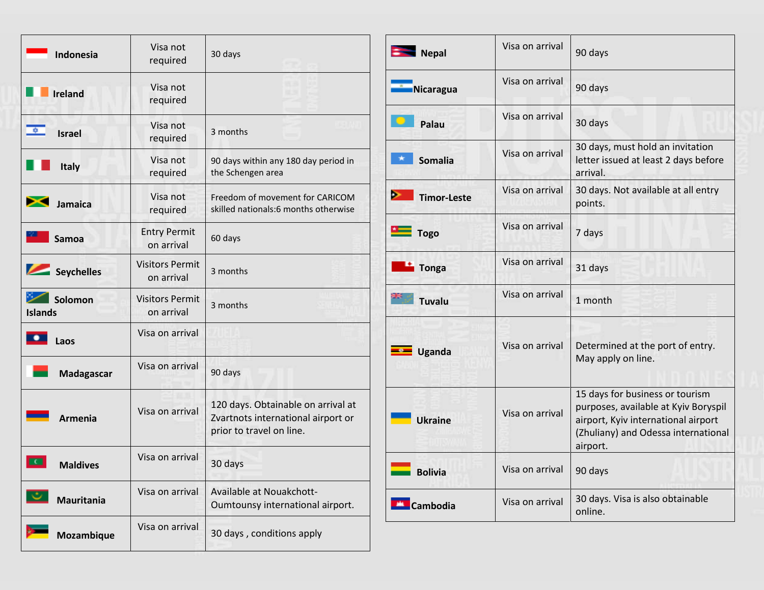| | | |
|---|---|---|
| Indonesia | Visa not required | 30 days |
| Ireland | Visa not required | |
| Israel | Visa not required | 3 months |
| Italy | Visa not required | 90 days within any 180 day period in the Schengen area |
| Jamaica | Visa not required | Freedom of movement for CARICOM skilled nationals:6 months otherwise |
| Samoa | Entry Permit on arrival | 60 days |
| Seychelles | Visitors Permit on arrival | 3 months |
| Solomon Islands | Visitors Permit on arrival | 3 months |
| Laos | Visa on arrival | |
| Madagascar | Visa on arrival | 90 days |
| Armenia | Visa on arrival | 120 days. Obtainable on arrival at Zvartnots international airport or prior to travel on line. |
| Maldives | Visa on arrival | 30 days |
| Mauritania | Visa on arrival | Available at Nouakchott-Oumtounsy international airport. |
| Mozambique | Visa on arrival | 30 days , conditions apply |

| | | |
|---|---|---|
| Nepal | Visa on arrival | 90 days |
| Nicaragua | Visa on arrival | 90 days |
| Palau | Visa on arrival | 30 days |
| Somalia | Visa on arrival | 30 days, must hold an invitation letter issued at least 2 days before arrival. |
| Timor-Leste | Visa on arrival | 30 days. Not available at all entry points. |
| Togo | Visa on arrival | 7 days |
| Tonga | Visa on arrival | 31 days |
| Tuvalu | Visa on arrival | 1 month |
| Uganda | Visa on arrival | Determined at the port of entry. May apply on line. |
| Ukraine | Visa on arrival | 15 days for business or tourism purposes, available at Kyiv Boryspil airport, Kyiv international airport (Zhuliany) and Odessa international airport. |
| Bolivia | Visa on arrival | 90 days |
| Cambodia | Visa on arrival | 30 days. Visa is also obtainable online. |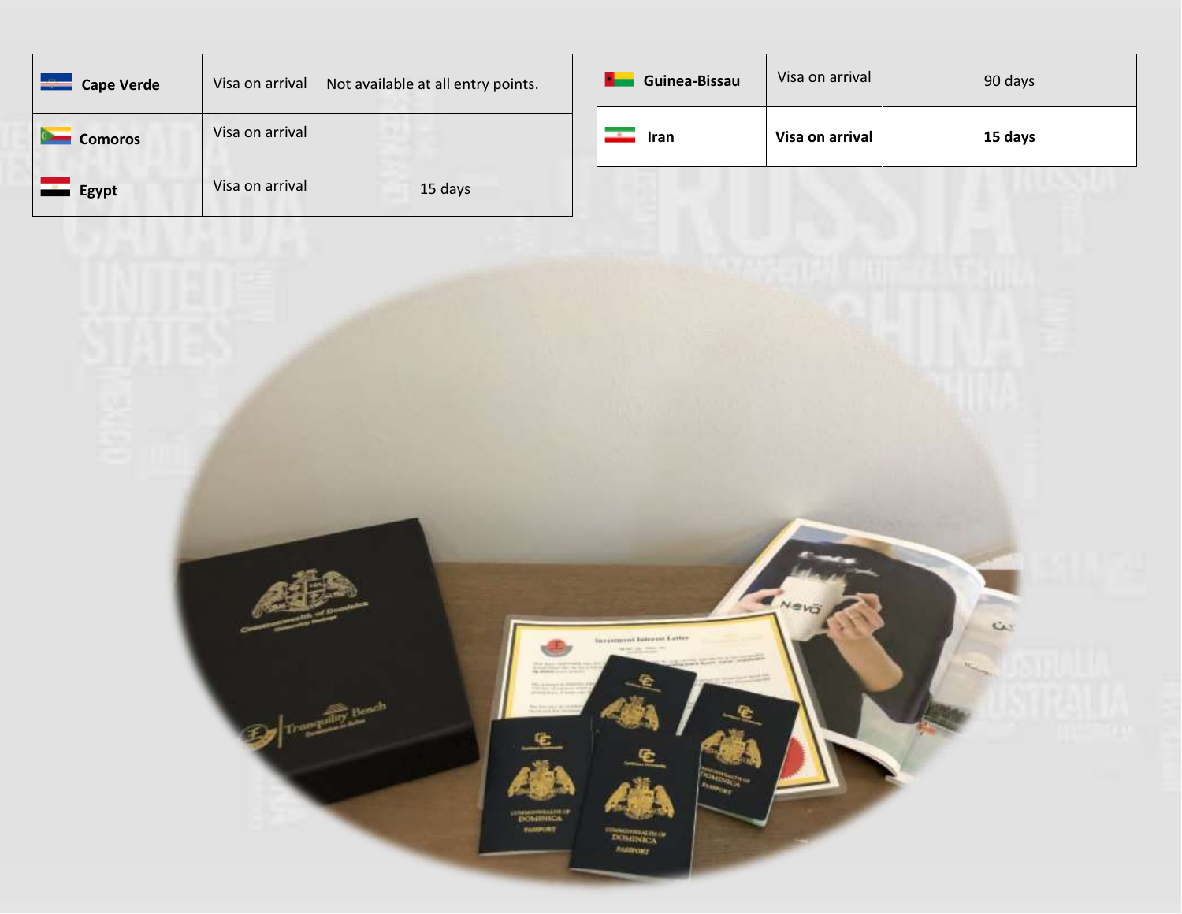| | | |
|---|---|---|
| **Cape Verde** | Visa on arrival | Not available at all entry points. |
| **Comoros** | Visa on arrival | |
| **Egypt** | Visa on arrival | 15 days |

| | | |
|---|---|---|
| **Guinea-Bissau** | Visa on arrival | 90 days |
| **Iran** | **Visa on arrival** | **15 days** |